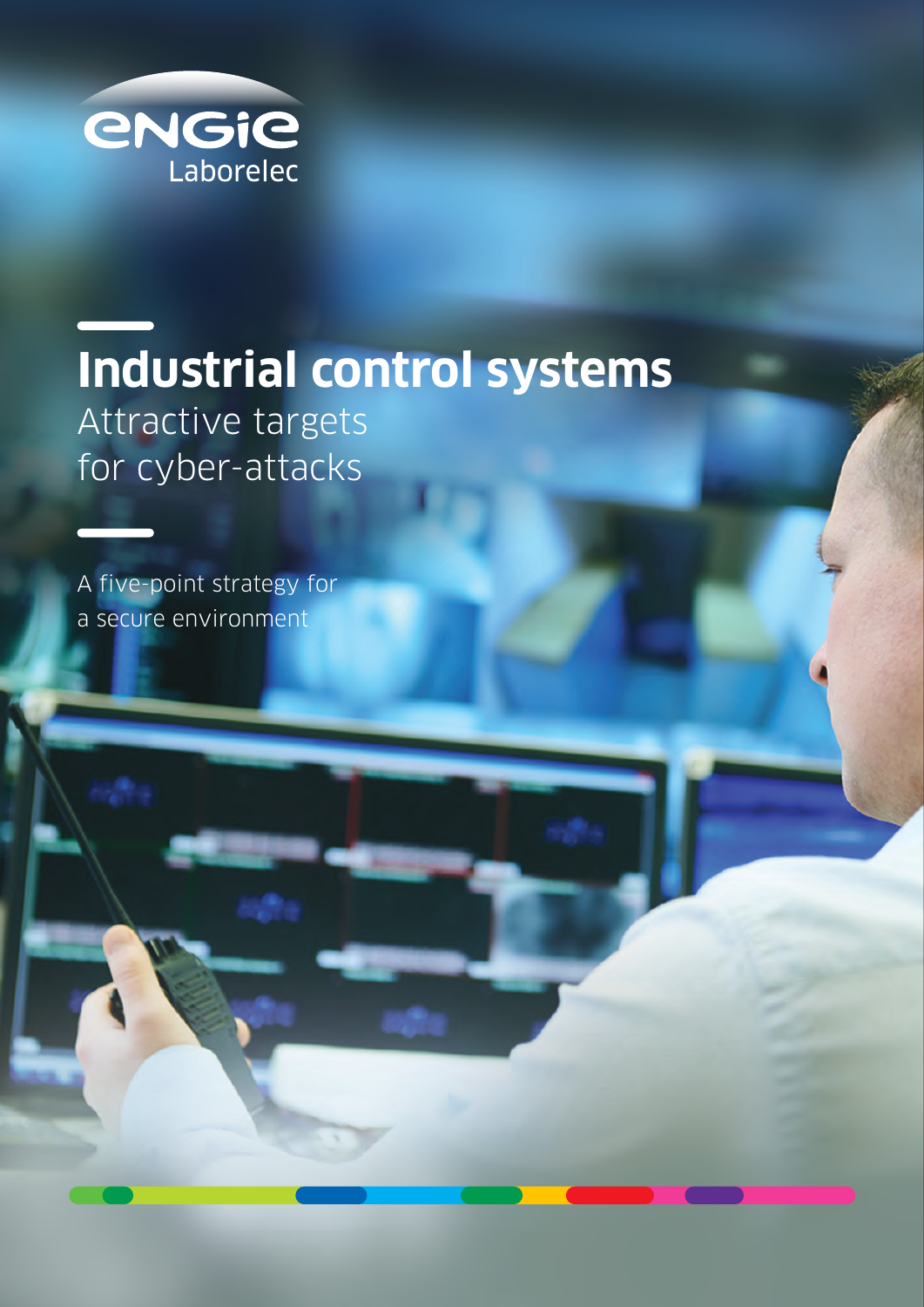ENGIE Laborelec

# Industrial control systems

## Attractive targets for cyber-attacks

A five-point strategy for a secure environment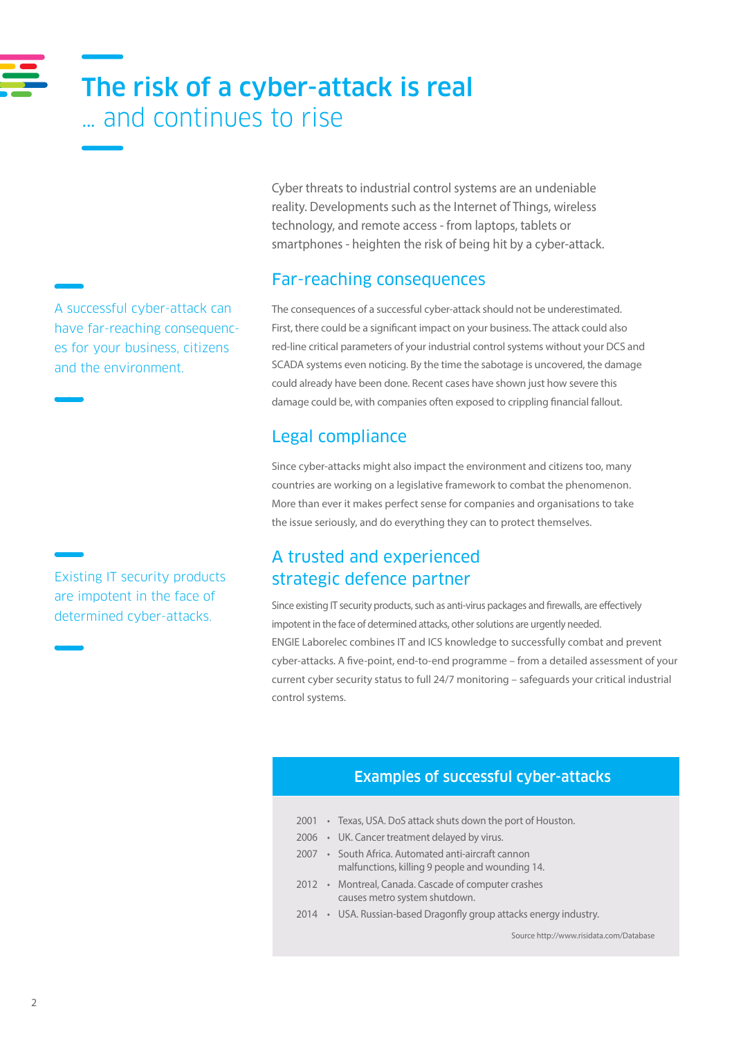# The risk of a cyber-attack is real
## … and continues to rise

Cyber threats to industrial control systems are an undeniable reality. Developments such as the Internet of Things, wireless technology, and remote access - from laptops, tablets or smartphones - heighten the risk of being hit by a cyber-attack.

A successful cyber-attack can have far-reaching consequences for your business, citizens and the environment.

### Far-reaching consequences

The consequences of a successful cyber-attack should not be underestimated. First, there could be a significant impact on your business. The attack could also red-line critical parameters of your industrial control systems without your DCS and SCADA systems even noticing. By the time the sabotage is uncovered, the damage could already have been done. Recent cases have shown just how severe this damage could be, with companies often exposed to crippling financial fallout.

### Legal compliance

Since cyber-attacks might also impact the environment and citizens too, many countries are working on a legislative framework to combat the phenomenon. More than ever it makes perfect sense for companies and organisations to take the issue seriously, and do everything they can to protect themselves.

Existing IT security products are impotent in the face of determined cyber-attacks.

### A trusted and experienced strategic defence partner

Since existing IT security products, such as anti-virus packages and firewalls, are effectively impotent in the face of determined attacks, other solutions are urgently needed.
ENGIE Laborelec combines IT and ICS knowledge to successfully combat and prevent cyber-attacks. A five-point, end-to-end programme – from a detailed assessment of your current cyber security status to full 24/7 monitoring – safeguards your critical industrial control systems.

### Examples of successful cyber-attacks

- 2001 • Texas, USA. DoS attack shuts down the port of Houston.
- 2006 • UK. Cancer treatment delayed by virus.
- 2007 • South Africa. Automated anti-aircraft cannon malfunctions, killing 9 people and wounding 14.
- 2012 • Montreal, Canada. Cascade of computer crashes causes metro system shutdown.
- 2014 • USA. Russian-based Dragonfly group attacks energy industry.

Source http://www.risidata.com/Database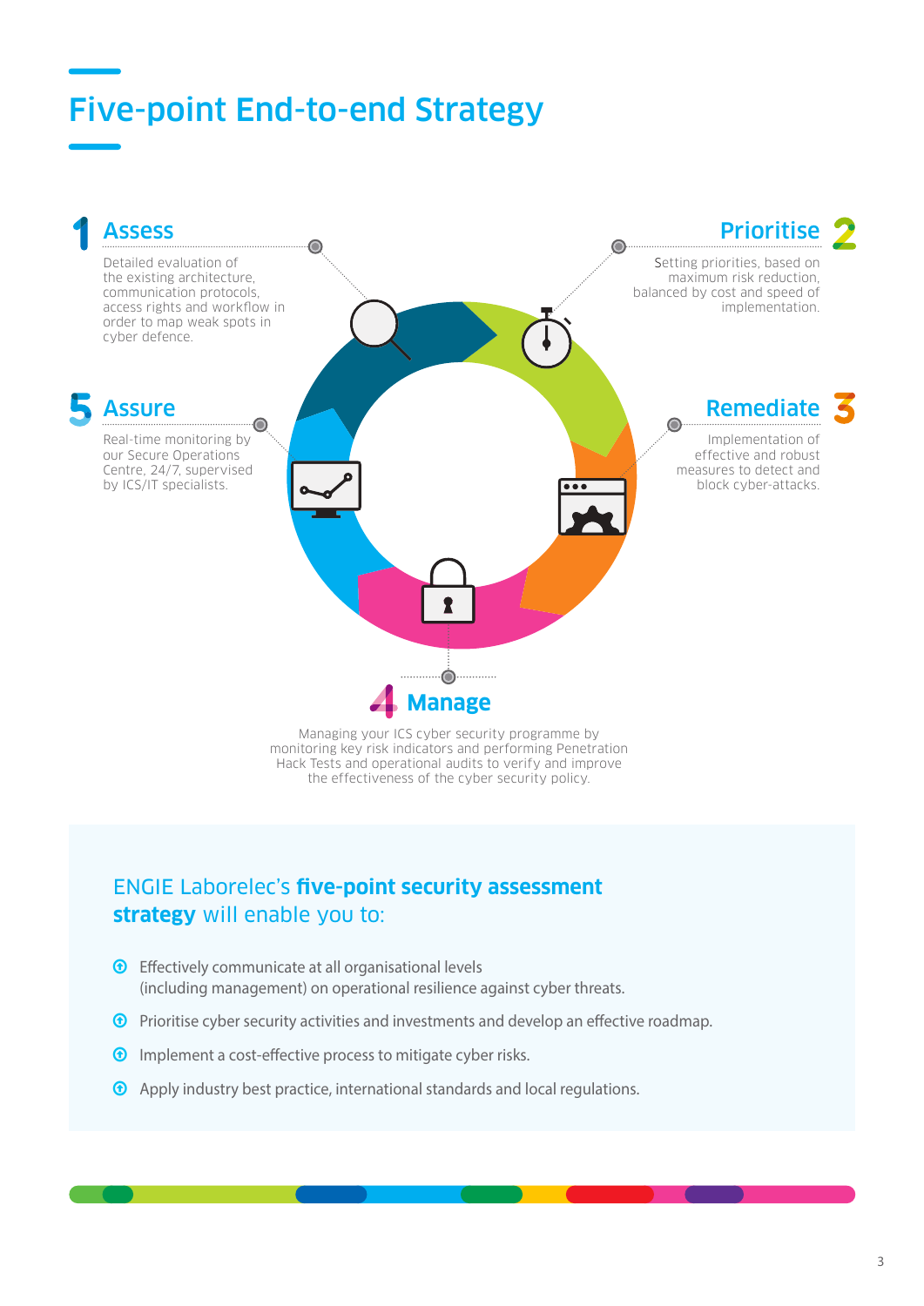# Five-point End-to-end Strategy

## 1 Assess

Detailed evaluation of the existing architecture, communication protocols, access rights and workflow in order to map weak spots in cyber defence.

## 2 Prioritise

Setting priorities, based on maximum risk reduction, balanced by cost and speed of implementation.

## 3 Remediate

Implementation of effective and robust measures to detect and block cyber-attacks.

## 4 Manage

Managing your ICS cyber security programme by monitoring key risk indicators and performing Penetration Hack Tests and operational audits to verify and improve the effectiveness of the cyber security policy.

## 5 Assure

Real-time monitoring by our Secure Operations Centre, 24/7, supervised by ICS/IT specialists.

---

### ENGIE Laborelec's **five-point security assessment strategy** will enable you to:

- Effectively communicate at all organisational levels (including management) on operational resilience against cyber threats.
- Prioritise cyber security activities and investments and develop an effective roadmap.
- Implement a cost-effective process to mitigate cyber risks.
- Apply industry best practice, international standards and local regulations.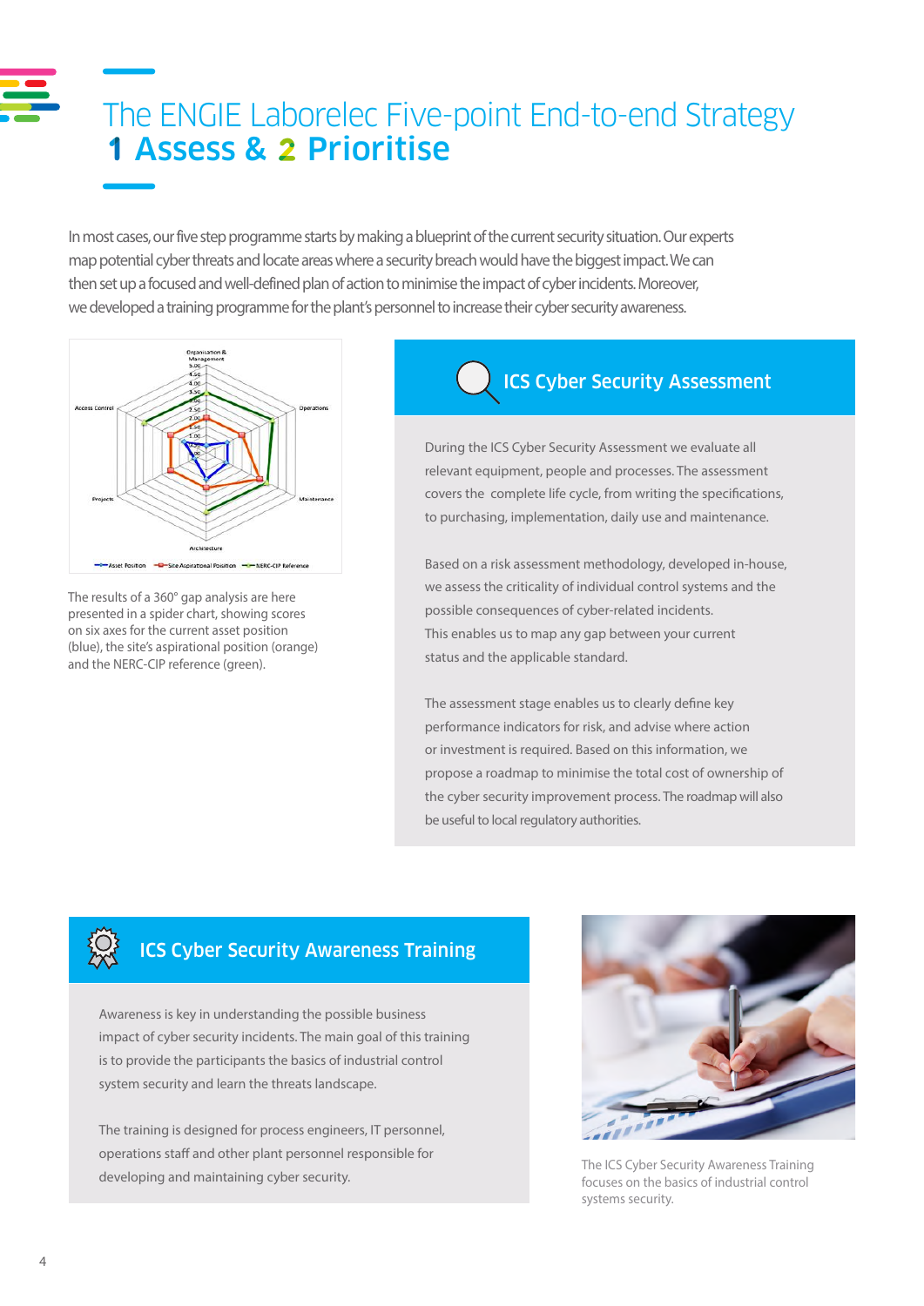# The ENGIE Laborelec Five-point End-to-end Strategy

## 1 Assess & 2 Prioritise

In most cases, our five step programme starts by making a blueprint of the current security situation. Our experts map potential cyber threats and locate areas where a security breach would have the biggest impact. We can then set up a focused and well-defined plan of action to minimise the impact of cyber incidents. Moreover, we developed a training programme for the plant's personnel to increase their cyber security awareness.

The results of a 360° gap analysis are here presented in a spider chart, showing scores on six axes for the current asset position (blue), the site's aspirational position (orange) and the NERC-CIP reference (green).

### ICS Cyber Security Assessment

During the ICS Cyber Security Assessment we evaluate all relevant equipment, people and processes. The assessment covers the complete life cycle, from writing the specifications, to purchasing, implementation, daily use and maintenance.

Based on a risk assessment methodology, developed in-house, we assess the criticality of individual control systems and the possible consequences of cyber-related incidents. This enables us to map any gap between your current status and the applicable standard.

The assessment stage enables us to clearly define key performance indicators for risk, and advise where action or investment is required. Based on this information, we propose a roadmap to minimise the total cost of ownership of the cyber security improvement process. The roadmap will also be useful to local regulatory authorities.

### ICS Cyber Security Awareness Training

Awareness is key in understanding the possible business impact of cyber security incidents. The main goal of this training is to provide the participants the basics of industrial control system security and learn the threats landscape.

The training is designed for process engineers, IT personnel, operations staff and other plant personnel responsible for developing and maintaining cyber security.

The ICS Cyber Security Awareness Training focuses on the basics of industrial control systems security.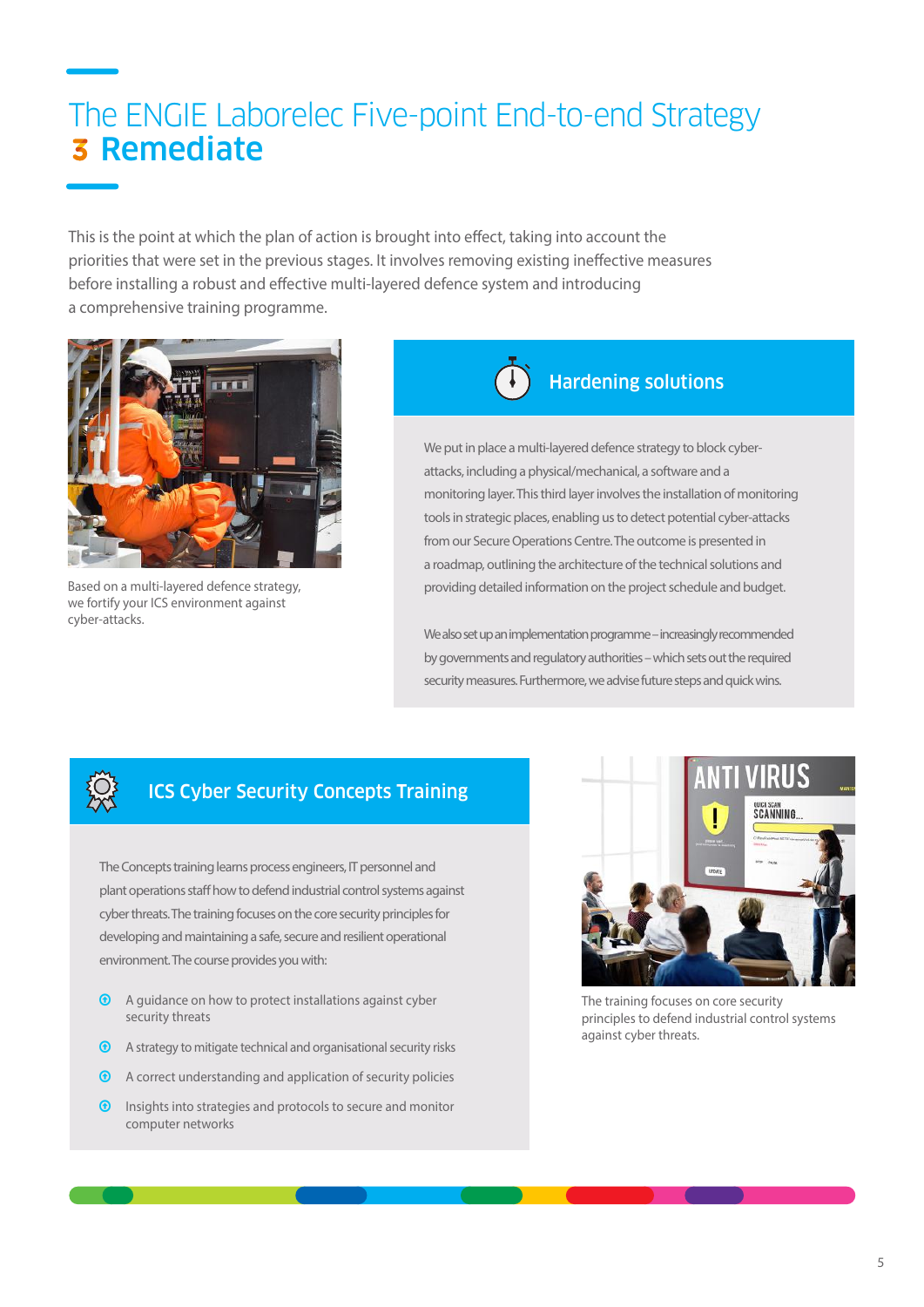# The ENGIE Laborelec Five-point End-to-end Strategy
## 3 Remediate

This is the point at which the plan of action is brought into effect, taking into account the priorities that were set in the previous stages. It involves removing existing ineffective measures before installing a robust and effective multi-layered defence system and introducing a comprehensive training programme.

Based on a multi-layered defence strategy, we fortify your ICS environment against cyber-attacks.

### Hardening solutions

We put in place a multi-layered defence strategy to block cyber-attacks, including a physical/mechanical, a software and a monitoring layer. This third layer involves the installation of monitoring tools in strategic places, enabling us to detect potential cyber-attacks from our Secure Operations Centre. The outcome is presented in a roadmap, outlining the architecture of the technical solutions and providing detailed information on the project schedule and budget.

We also set up an implementation programme – increasingly recommended by governments and regulatory authorities – which sets out the required security measures. Furthermore, we advise future steps and quick wins.

### ICS Cyber Security Concepts Training

The Concepts training learns process engineers, IT personnel and plant operations staff how to defend industrial control systems against cyber threats. The training focuses on the core security principles for developing and maintaining a safe, secure and resilient operational environment. The course provides you with:

- A guidance on how to protect installations against cyber security threats
- A strategy to mitigate technical and organisational security risks
- A correct understanding and application of security policies
- Insights into strategies and protocols to secure and monitor computer networks

The training focuses on core security principles to defend industrial control systems against cyber threats.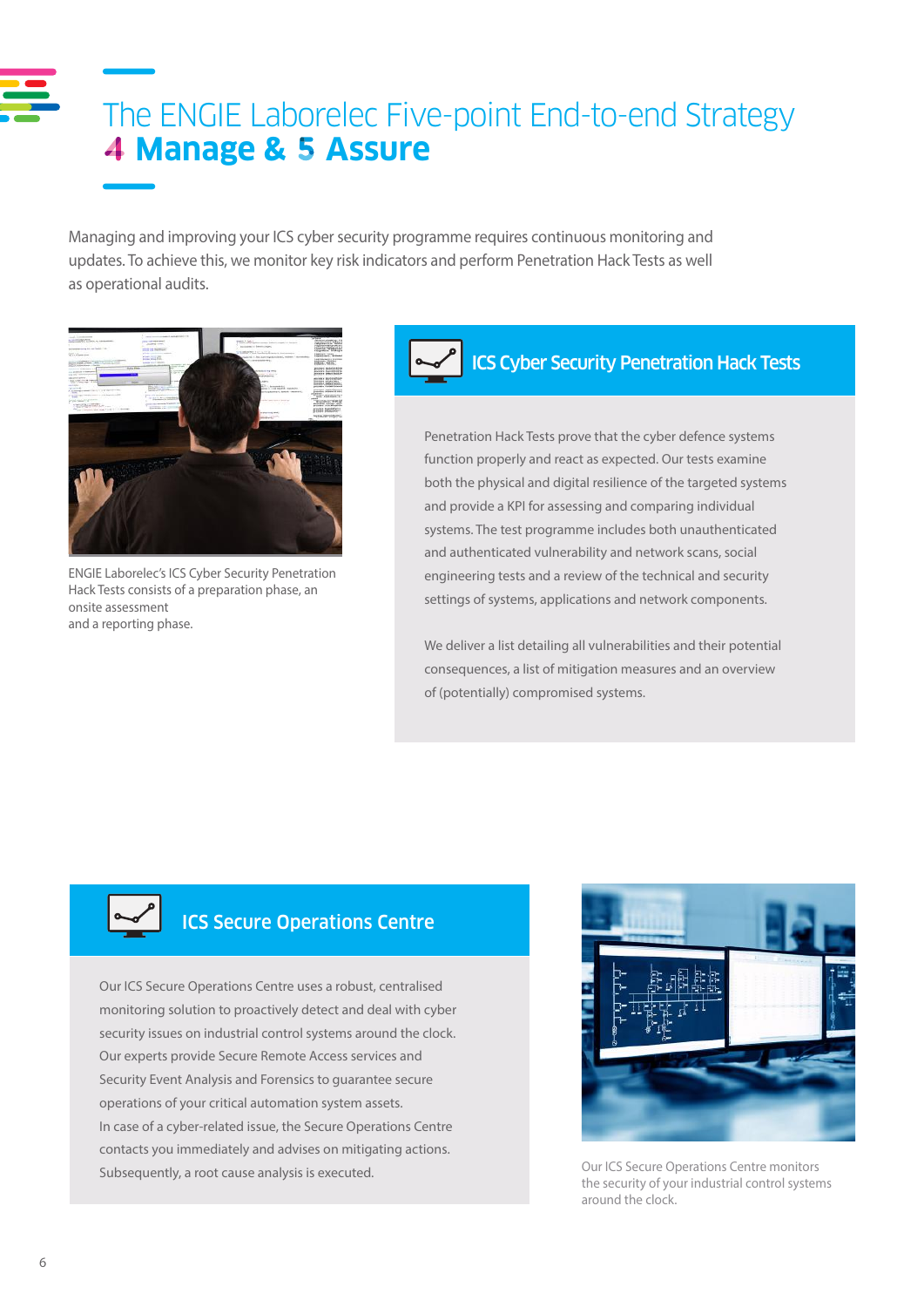# The ENGIE Laborelec Five-point End-to-end Strategy

## 4 Manage & 5 Assure

Managing and improving your ICS cyber security programme requires continuous monitoring and updates. To achieve this, we monitor key risk indicators and perform Penetration Hack Tests as well as operational audits.

ENGIE Laborelec's ICS Cyber Security Penetration Hack Tests consists of a preparation phase, an onsite assessment and a reporting phase.

### ICS Cyber Security Penetration Hack Tests

Penetration Hack Tests prove that the cyber defence systems function properly and react as expected. Our tests examine both the physical and digital resilience of the targeted systems and provide a KPI for assessing and comparing individual systems. The test programme includes both unauthenticated and authenticated vulnerability and network scans, social engineering tests and a review of the technical and security settings of systems, applications and network components.

We deliver a list detailing all vulnerabilities and their potential consequences, a list of mitigation measures and an overview of (potentially) compromised systems.

### ICS Secure Operations Centre

Our ICS Secure Operations Centre uses a robust, centralised monitoring solution to proactively detect and deal with cyber security issues on industrial control systems around the clock. Our experts provide Secure Remote Access services and Security Event Analysis and Forensics to guarantee secure operations of your critical automation system assets. In case of a cyber-related issue, the Secure Operations Centre contacts you immediately and advises on mitigating actions. Subsequently, a root cause analysis is executed.

Our ICS Secure Operations Centre monitors the security of your industrial control systems around the clock.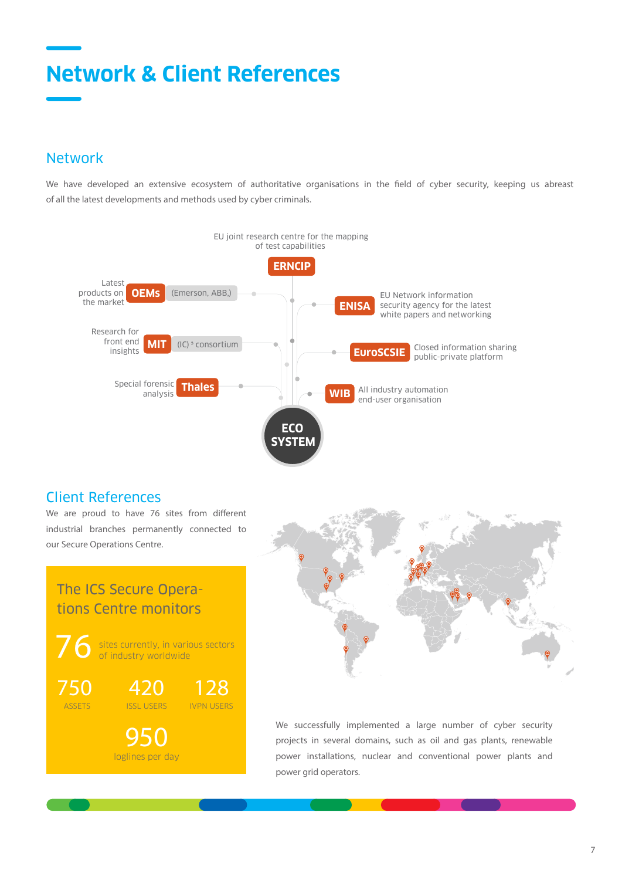# Network & Client References

## Network

We have developed an extensive ecosystem of authoritative organisations in the field of cyber security, keeping us abreast of all the latest developments and methods used by cyber criminals.

- **ERNCIP** – EU joint research centre for the mapping of test capabilities
- **OEMs** (Emerson, ABB,) – Latest products on the market
- **ENISA** – EU Network information security agency for the latest white papers and networking
- **MIT** ((IC)³ consortium) – Research for front end insights
- **EuroSCSIE** – Closed information sharing public-private platform
- **Thales** – Special forensic analysis
- **WIB** – All industry automation end-user organisation

**ECO SYSTEM**

## Client References

We are proud to have 76 sites from different industrial branches permanently connected to our Secure Operations Centre.

### The ICS Secure Operations Centre monitors

**76** sites currently, in various sectors of industry worldwide

| 750 | 420 | 128 |
|---|---|---|
| ASSETS | ISSL USERS | IVPN USERS |

**950** loglines per day

We successfully implemented a large number of cyber security projects in several domains, such as oil and gas plants, renewable power installations, nuclear and conventional power plants and power grid operators.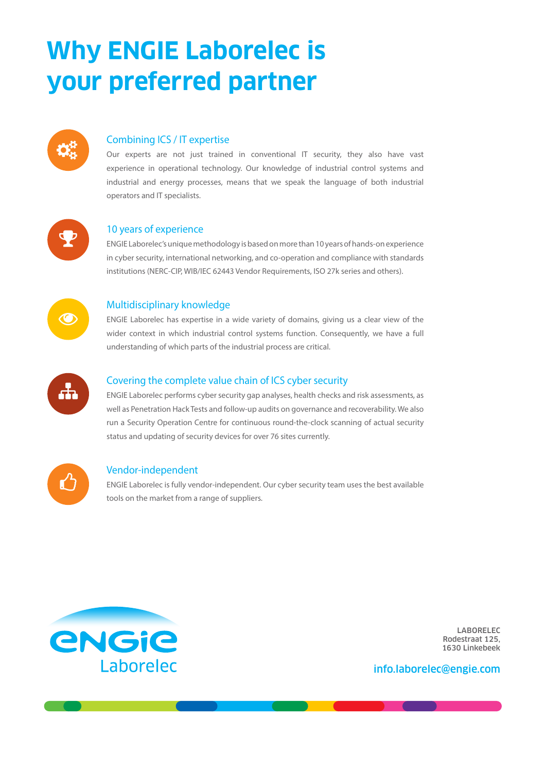# Why ENGIE Laborelec is your preferred partner

## Combining ICS / IT expertise

Our experts are not just trained in conventional IT security, they also have vast experience in operational technology. Our knowledge of industrial control systems and industrial and energy processes, means that we speak the language of both industrial operators and IT specialists.

## 10 years of experience

ENGIE Laborelec's unique methodology is based on more than 10 years of hands-on experience in cyber security, international networking, and co-operation and compliance with standards institutions (NERC-CIP, WIB/IEC 62443 Vendor Requirements, ISO 27k series and others).

## Multidisciplinary knowledge

ENGIE Laborelec has expertise in a wide variety of domains, giving us a clear view of the wider context in which industrial control systems function. Consequently, we have a full understanding of which parts of the industrial process are critical.

## Covering the complete value chain of ICS cyber security

ENGIE Laborelec performs cyber security gap analyses, health checks and risk assessments, as well as Penetration Hack Tests and follow-up audits on governance and recoverability. We also run a Security Operation Centre for continuous round-the-clock scanning of actual security status and updating of security devices for over 76 sites currently.

## Vendor-independent

ENGIE Laborelec is fully vendor-independent. Our cyber security team uses the best available tools on the market from a range of suppliers.

ENGIE Laborelec

LABORELEC
Rodestraat 125,
1630 Linkebeek

info.laborelec@engie.com